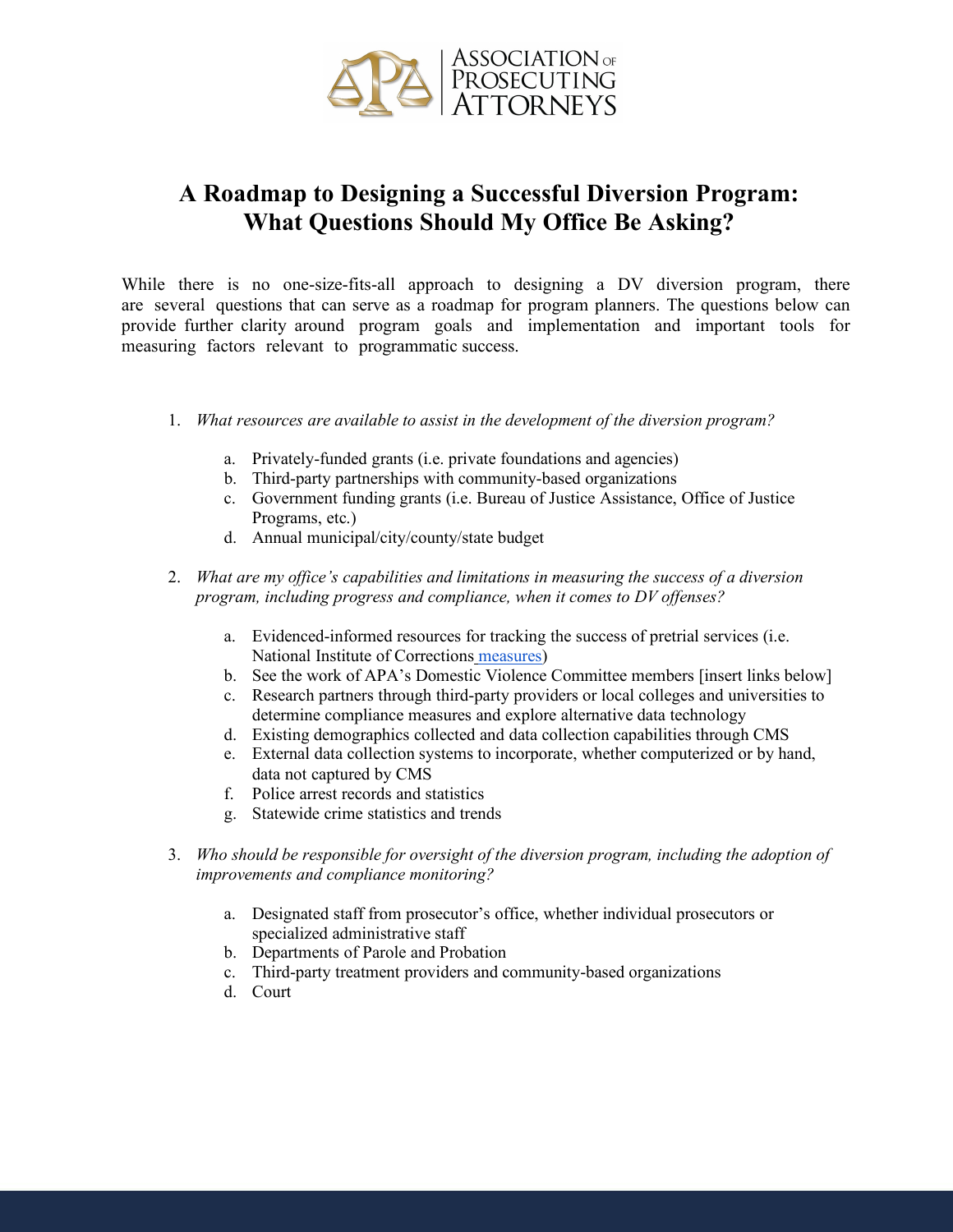# A Roadmap to Designing a Successful Diversion Program: What Questions Should My Office Be Asking?

While there is no one-size-fits-all approach to designing a DV diversion program, there are several questions that can serve as a roadmap for program planners. The questions below can provide further clarity around program goals and implementation and important tools for measuring factors relevant to programmatic success.

1. *What resources are available to assist in the development of the diversion program?*

    a. Privately-funded grants (i.e. private foundations and agencies)
    b. Third-party partnerships with community-based organizations
    c. Government funding grants (i.e. Bureau of Justice Assistance, Office of Justice Programs, etc.)
    d. Annual municipal/city/county/state budget

2. *What are my office's capabilities and limitations in measuring the success of a diversion program, including progress and compliance, when it comes to DV offenses?*

    a. Evidenced-informed resources for tracking the success of pretrial services (i.e. National Institute of Corrections measures)
    b. See the work of APA's Domestic Violence Committee members [insert links below]
    c. Research partners through third-party providers or local colleges and universities to determine compliance measures and explore alternative data technology
    d. Existing demographics collected and data collection capabilities through CMS
    e. External data collection systems to incorporate, whether computerized or by hand, data not captured by CMS
    f. Police arrest records and statistics
    g. Statewide crime statistics and trends

3. *Who should be responsible for oversight of the diversion program, including the adoption of improvements and compliance monitoring?*

    a. Designated staff from prosecutor's office, whether individual prosecutors or specialized administrative staff
    b. Departments of Parole and Probation
    c. Third-party treatment providers and community-based organizations
    d. Court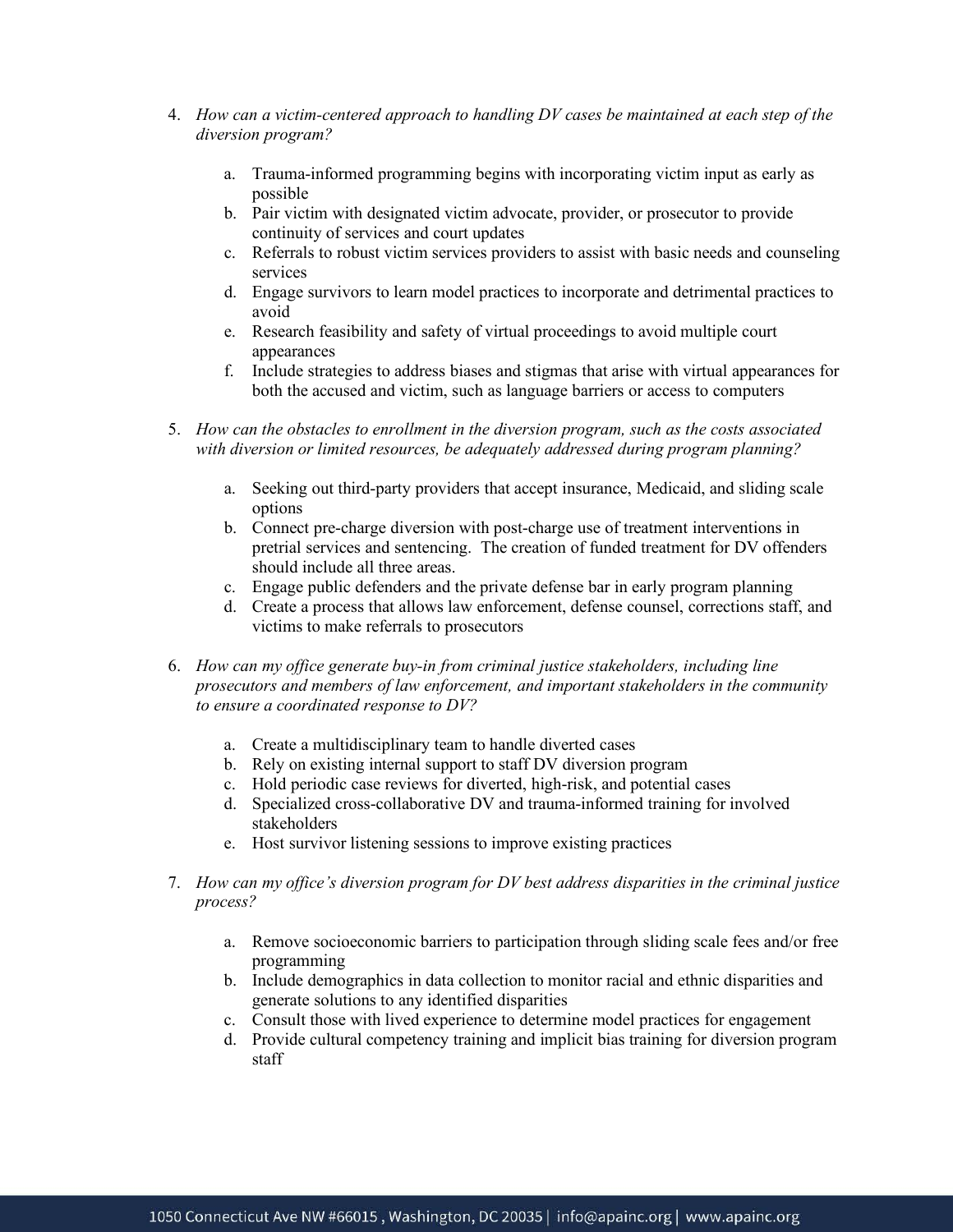4. *How can a victim-centered approach to handling DV cases be maintained at each step of the diversion program?*

    a. Trauma-informed programming begins with incorporating victim input as early as possible
    b. Pair victim with designated victim advocate, provider, or prosecutor to provide continuity of services and court updates
    c. Referrals to robust victim services providers to assist with basic needs and counseling services
    d. Engage survivors to learn model practices to incorporate and detrimental practices to avoid
    e. Research feasibility and safety of virtual proceedings to avoid multiple court appearances
    f. Include strategies to address biases and stigmas that arise with virtual appearances for both the accused and victim, such as language barriers or access to computers

5. *How can the obstacles to enrollment in the diversion program, such as the costs associated with diversion or limited resources, be adequately addressed during program planning?*

    a. Seeking out third-party providers that accept insurance, Medicaid, and sliding scale options
    b. Connect pre-charge diversion with post-charge use of treatment interventions in pretrial services and sentencing. The creation of funded treatment for DV offenders should include all three areas.
    c. Engage public defenders and the private defense bar in early program planning
    d. Create a process that allows law enforcement, defense counsel, corrections staff, and victims to make referrals to prosecutors

6. *How can my office generate buy-in from criminal justice stakeholders, including line prosecutors and members of law enforcement, and important stakeholders in the community to ensure a coordinated response to DV?*

    a. Create a multidisciplinary team to handle diverted cases
    b. Rely on existing internal support to staff DV diversion program
    c. Hold periodic case reviews for diverted, high-risk, and potential cases
    d. Specialized cross-collaborative DV and trauma-informed training for involved stakeholders
    e. Host survivor listening sessions to improve existing practices

7. *How can my office's diversion program for DV best address disparities in the criminal justice process?*

    a. Remove socioeconomic barriers to participation through sliding scale fees and/or free programming
    b. Include demographics in data collection to monitor racial and ethnic disparities and generate solutions to any identified disparities
    c. Consult those with lived experience to determine model practices for engagement
    d. Provide cultural competency training and implicit bias training for diversion program staff